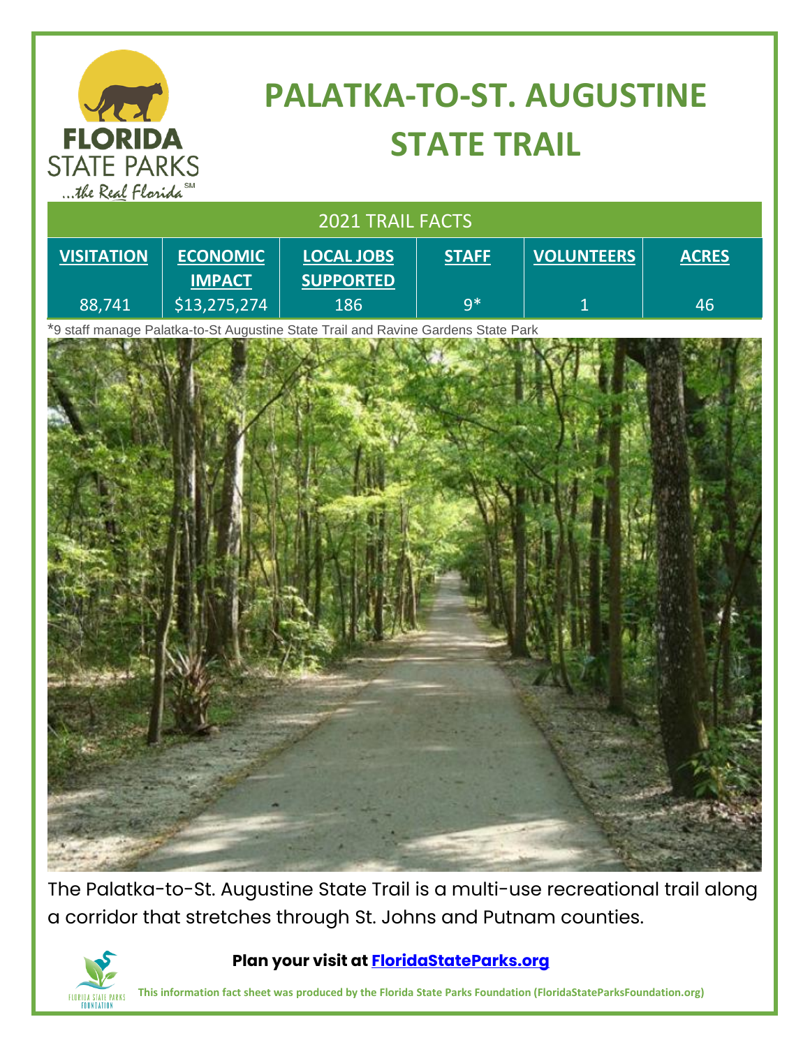# PALATKA-TO-ST. AUGUSTINE STATE TRAIL

## 2021 TRAIL FACTS

| VISITATION | ECONOMIC IMPACT | LOCAL JOBS SUPPORTED | STAFF | VOLUNTEERS | ACRES |
|---|---|---|---|---|---|
| 88,741 | $13,275,274 | 186 | 9* | 1 | 46 |

*9 staff manage Palatka-to-St Augustine State Trail and Ravine Gardens State Park

The Palatka-to-St. Augustine State Trail is a multi-use recreational trail along a corridor that stretches through St. Johns and Putnam counties.

**Plan your visit at FloridaStateParks.org**

**This information fact sheet was produced by the Florida State Parks Foundation (FloridaStateParksFoundation.org)**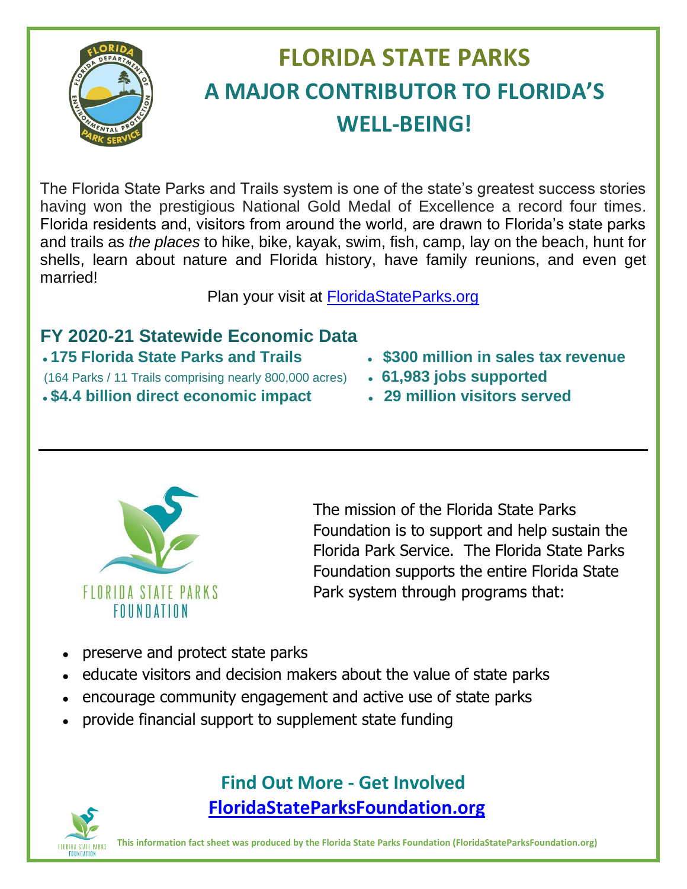# FLORIDA STATE PARKS
## A MAJOR CONTRIBUTOR TO FLORIDA'S WELL-BEING!

The Florida State Parks and Trails system is one of the state's greatest success stories having won the prestigious National Gold Medal of Excellence a record four times. Florida residents and, visitors from around the world, are drawn to Florida's state parks and trails as *the places* to hike, bike, kayak, swim, fish, camp, lay on the beach, hunt for shells, learn about nature and Florida history, have family reunions, and even get married!

Plan your visit at [FloridaStateParks.org](FloridaStateParks.org)

### FY 2020-21 Statewide Economic Data

- **175 Florida State Parks and Trails**
  (164 Parks / 11 Trails comprising nearly 800,000 acres)
- **$4.4 billion direct economic impact**
- **$300 million in sales tax revenue**
- **61,983 jobs supported**
- **29 million visitors served**

---

FLORIDA STATE PARKS FOUNDATION

The mission of the Florida State Parks Foundation is to support and help sustain the Florida Park Service. The Florida State Parks Foundation supports the entire Florida State Park system through programs that:

- preserve and protect state parks
- educate visitors and decision makers about the value of state parks
- encourage community engagement and active use of state parks
- provide financial support to supplement state funding

### Find Out More - Get Involved
### [FloridaStateParksFoundation.org](FloridaStateParksFoundation.org)

**This information fact sheet was produced by the Florida State Parks Foundation (FloridaStateParksFoundation.org)**